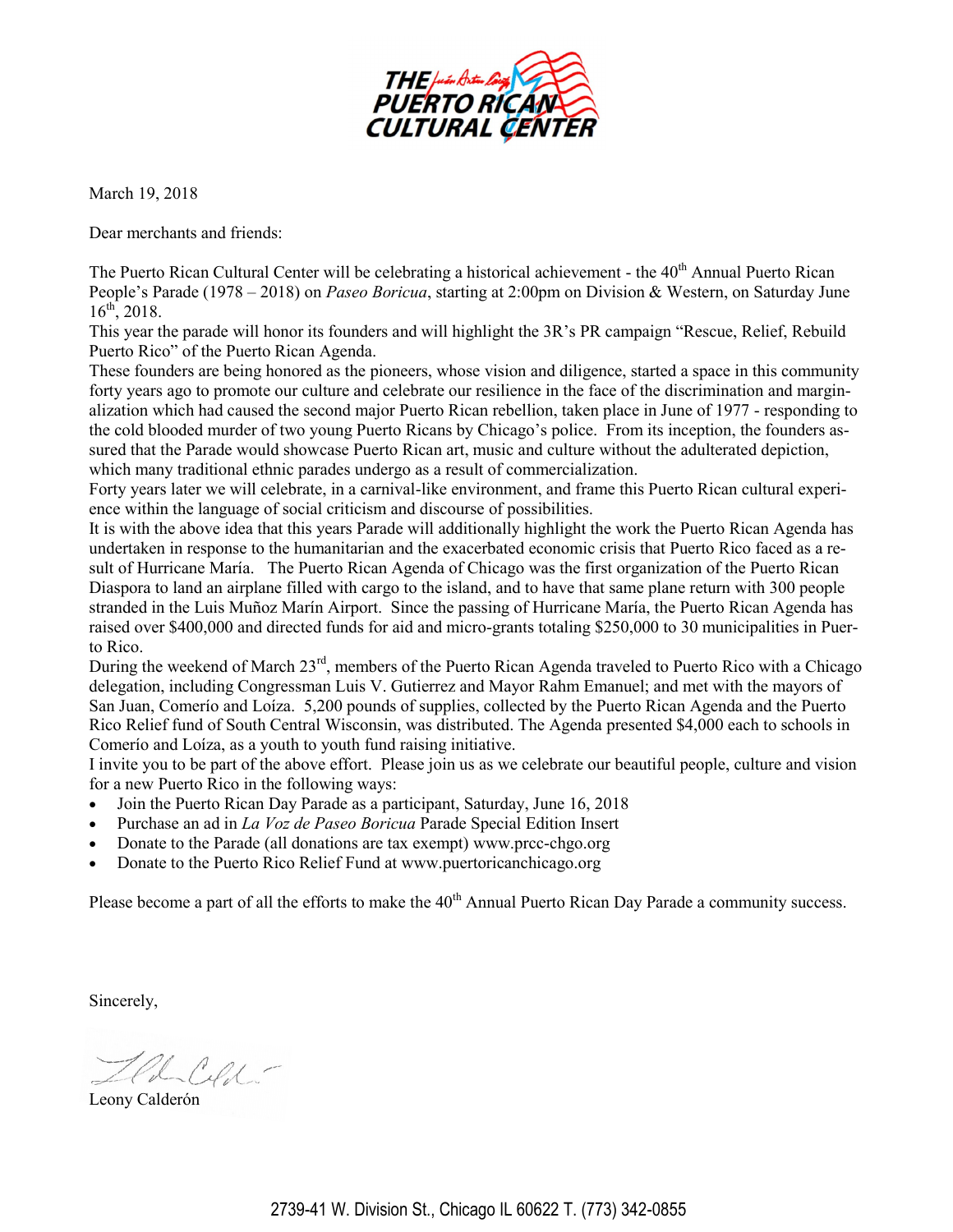THE PUERTO RICAN CULTURAL CENTER

March 19, 2018

Dear merchants and friends:

The Puerto Rican Cultural Center will be celebrating a historical achievement - the 40th Annual Puerto Rican People's Parade (1978 – 2018) on *Paseo Boricua*, starting at 2:00pm on Division & Western, on Saturday June 16th, 2018.

This year the parade will honor its founders and will highlight the 3R's PR campaign "Rescue, Relief, Rebuild Puerto Rico" of the Puerto Rican Agenda.

These founders are being honored as the pioneers, whose vision and diligence, started a space in this community forty years ago to promote our culture and celebrate our resilience in the face of the discrimination and marginalization which had caused the second major Puerto Rican rebellion, taken place in June of 1977 - responding to the cold blooded murder of two young Puerto Ricans by Chicago's police. From its inception, the founders assured that the Parade would showcase Puerto Rican art, music and culture without the adulterated depiction, which many traditional ethnic parades undergo as a result of commercialization.

Forty years later we will celebrate, in a carnival-like environment, and frame this Puerto Rican cultural experience within the language of social criticism and discourse of possibilities.

It is with the above idea that this years Parade will additionally highlight the work the Puerto Rican Agenda has undertaken in response to the humanitarian and the exacerbated economic crisis that Puerto Rico faced as a result of Hurricane María. The Puerto Rican Agenda of Chicago was the first organization of the Puerto Rican Diaspora to land an airplane filled with cargo to the island, and to have that same plane return with 300 people stranded in the Luis Muñoz Marín Airport. Since the passing of Hurricane María, the Puerto Rican Agenda has raised over $400,000 and directed funds for aid and micro-grants totaling $250,000 to 30 municipalities in Puerto Rico.

During the weekend of March 23rd, members of the Puerto Rican Agenda traveled to Puerto Rico with a Chicago delegation, including Congressman Luis V. Gutierrez and Mayor Rahm Emanuel; and met with the mayors of San Juan, Comerío and Loíza. 5,200 pounds of supplies, collected by the Puerto Rican Agenda and the Puerto Rico Relief fund of South Central Wisconsin, was distributed. The Agenda presented $4,000 each to schools in Comerío and Loíza, as a youth to youth fund raising initiative.

I invite you to be part of the above effort. Please join us as we celebrate our beautiful people, culture and vision for a new Puerto Rico in the following ways:

- Join the Puerto Rican Day Parade as a participant, Saturday, June 16, 2018
- Purchase an ad in *La Voz de Paseo Boricua* Parade Special Edition Insert
- Donate to the Parade (all donations are tax exempt) www.prcc-chgo.org
- Donate to the Puerto Rico Relief Fund at www.puertoricanchicago.org

Please become a part of all the efforts to make the 40th Annual Puerto Rican Day Parade a community success.

Sincerely,

Leony Calderón

2739-41 W. Division St., Chicago IL 60622 T. (773) 342-0855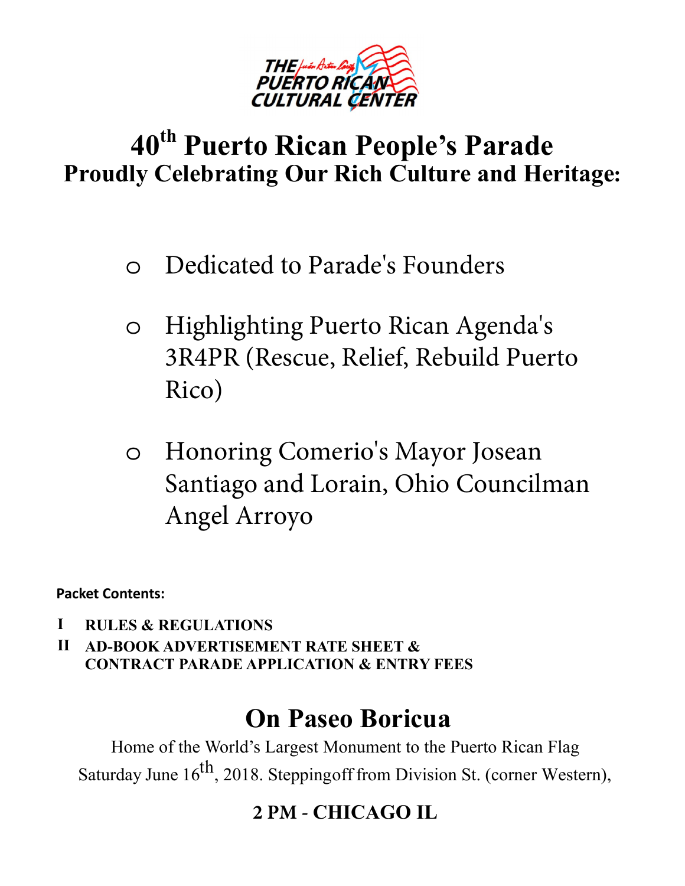# 40th Puerto Rican People's Parade

## Proudly Celebrating Our Rich Culture and Heritage:

- Dedicated to Parade's Founders
- Highlighting Puerto Rican Agenda's 3R4PR (Rescue, Relief, Rebuild Puerto Rico)
- Honoring Comerio's Mayor Josean Santiago and Lorain, Ohio Councilman Angel Arroyo

**Packet Contents:**

**I RULES & REGULATIONS**
**II AD-BOOK ADVERTISEMENT RATE SHEET & CONTRACT PARADE APPLICATION & ENTRY FEES**

## On Paseo Boricua

Home of the World's Largest Monument to the Puerto Rican Flag
Saturday June 16th, 2018. Steppingoff from Division St. (corner Western),

### 2 PM - CHICAGO IL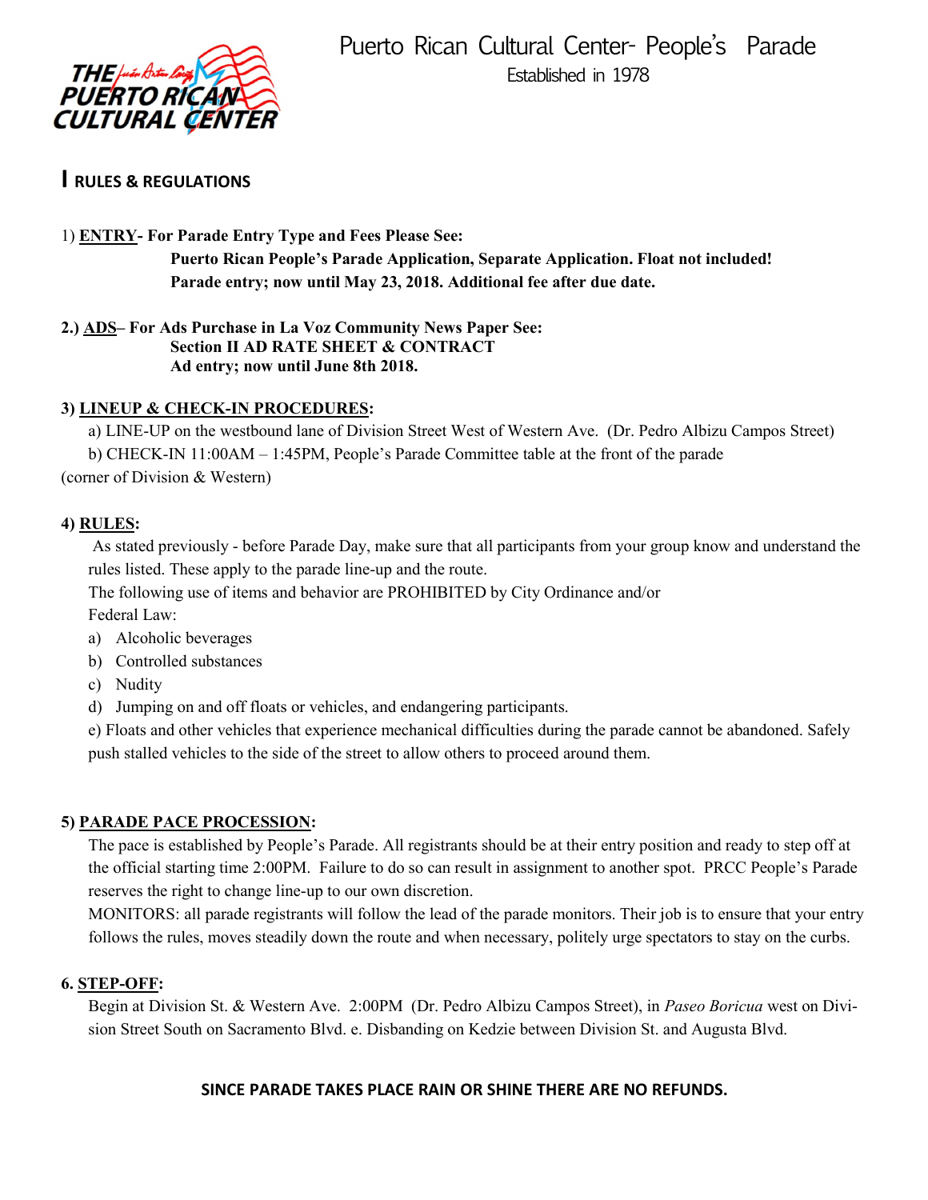# Puerto Rican Cultural Center- People's Parade

Established in 1978

## I RULES & REGULATIONS

1) **ENTRY- For Parade Entry Type and Fees Please See:**

**Puerto Rican People's Parade Application, Separate Application. Float not included!**
**Parade entry; now until May 23, 2018. Additional fee after due date.**

**2.) ADS– For Ads Purchase in La Voz Community News Paper See:**
**Section II AD RATE SHEET & CONTRACT**
**Ad entry; now until June 8th 2018.**

**3) LINEUP & CHECK-IN PROCEDURES:**

a) LINE-UP on the westbound lane of Division Street West of Western Ave. (Dr. Pedro Albizu Campos Street)

b) CHECK-IN 11:00AM – 1:45PM, People's Parade Committee table at the front of the parade (corner of Division & Western)

**4) RULES:**

As stated previously - before Parade Day, make sure that all participants from your group know and understand the rules listed. These apply to the parade line-up and the route.

The following use of items and behavior are PROHIBITED by City Ordinance and/or Federal Law:

a) Alcoholic beverages
b) Controlled substances
c) Nudity
d) Jumping on and off floats or vehicles, and endangering participants.
e) Floats and other vehicles that experience mechanical difficulties during the parade cannot be abandoned. Safely push stalled vehicles to the side of the street to allow others to proceed around them.

**5) PARADE PACE PROCESSION:**

The pace is established by People's Parade. All registrants should be at their entry position and ready to step off at the official starting time 2:00PM. Failure to do so can result in assignment to another spot. PRCC People's Parade reserves the right to change line-up to our own discretion.

MONITORS: all parade registrants will follow the lead of the parade monitors. Their job is to ensure that your entry follows the rules, moves steadily down the route and when necessary, politely urge spectators to stay on the curbs.

**6. STEP-OFF:**

Begin at Division St. & Western Ave. 2:00PM (Dr. Pedro Albizu Campos Street), in *Paseo Boricua* west on Division Street South on Sacramento Blvd. e. Disbanding on Kedzie between Division St. and Augusta Blvd.

**SINCE PARADE TAKES PLACE RAIN OR SHINE THERE ARE NO REFUNDS.**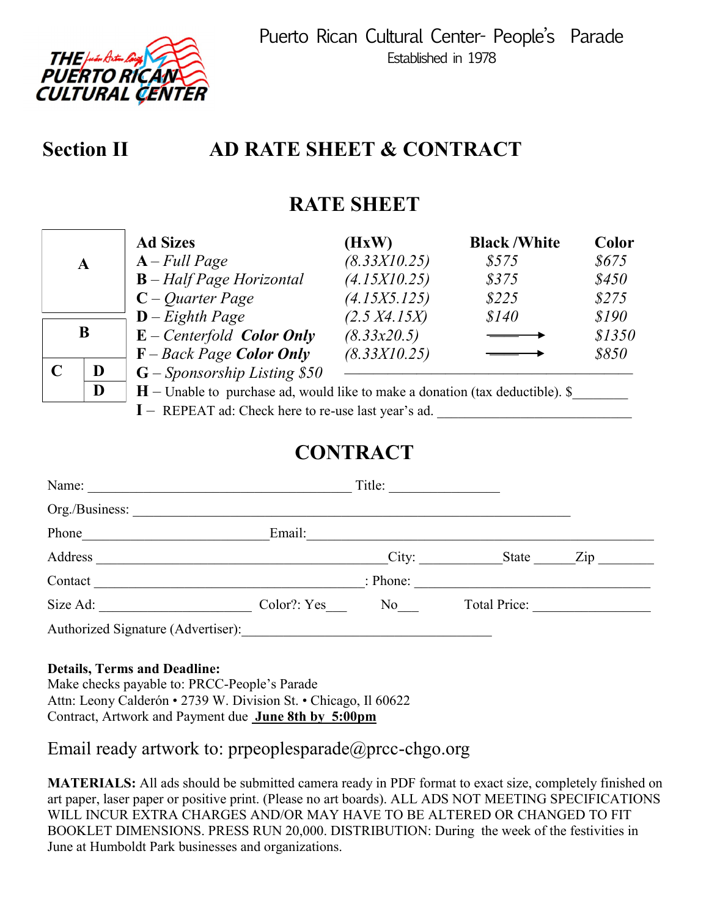Puerto Rican Cultural Center- People's Parade

Established in 1978

## Section II AD RATE SHEET & CONTRACT

## RATE SHEET

| Ad Sizes | (HxW) | Black /White | Color |
|---|---|---|---|
| **A** – *Full Page* | *(8.33X10.25)* | *$575* | *$675* |
| **B** – *Half Page Horizontal* | *(4.15X10.25)* | *$375* | *$450* |
| **C** – *Quarter Page* | *(4.15X5.125)* | *$225* | *$275* |
| **D** – *Eighth Page* | *(2.5 X4.15X)* | *$140* | *$190* |
| **E** – *Centerfold **Color Only*** | *(8.33x20.5)* | ——→ | *$1350* |
| **F** – *Back Page **Color Only*** | *(8.33X10.25)* | ——→ | *$850* |
| **G** – *Sponsorship Listing $50* | | | |

**H** – Unable to purchase ad, would like to make a donation (tax deductible). $________

**I** – REPEAT ad: Check here to re-use last year's ad. ____________________________

## CONTRACT

Name: ________________________________________ Title: ________________

Org./Business: ____________________________________________________________________

Phone__________________________Email:_____________________________________________

Address ___________________________________________City: ____________State ______Zip ________

Contact ________________________________________: Phone: ____________________________________

Size Ad: ______________________ Color?: Yes___ No___ Total Price: _________________

Authorized Signature (Advertiser):_____________________________________

**Details, Terms and Deadline:**
Make checks payable to: PRCC-People's Parade
Attn: Leony Calderón • 2739 W. Division St. • Chicago, Il 60622
Contract, Artwork and Payment due **June 8th by 5:00pm**

Email ready artwork to: prpeoplesparade@prcc-chgo.org

**MATERIALS:** All ads should be submitted camera ready in PDF format to exact size, completely finished on art paper, laser paper or positive print. (Please no art boards). ALL ADS NOT MEETING SPECIFICATIONS WILL INCUR EXTRA CHARGES AND/OR MAY HAVE TO BE ALTERED OR CHANGED TO FIT BOOKLET DIMENSIONS. PRESS RUN 20,000. DISTRIBUTION: During the week of the festivities in June at Humboldt Park businesses and organizations.